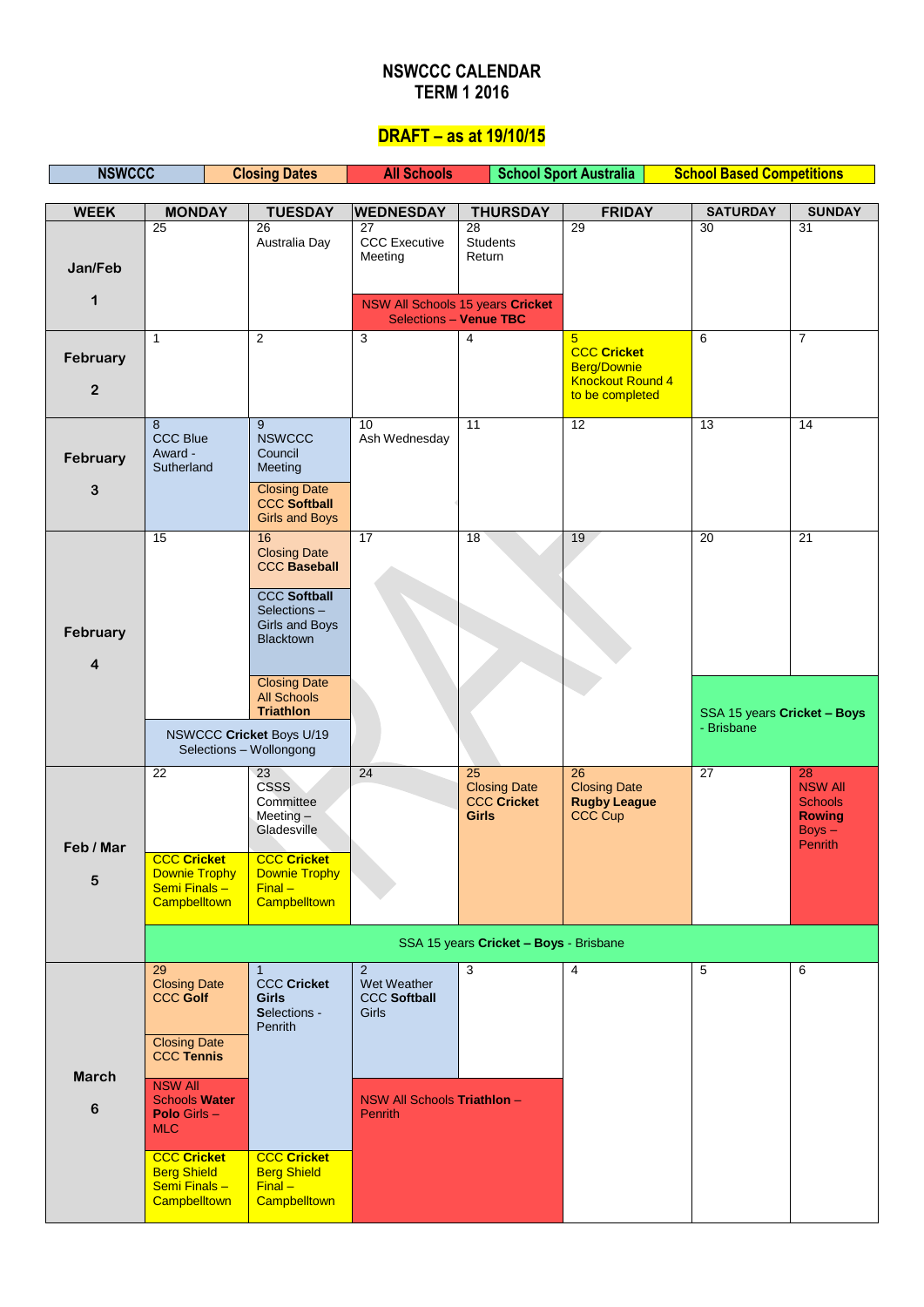# NSWCCC CALENDAR
# TERM 1 2016

## DRAFT – as at 19/10/15

| NSWCCC | Closing Dates | All Schools | School Sport Australia | School Based Competitions |
|---|---|---|---|---|

| WEEK | MONDAY | TUESDAY | WEDNESDAY | THURSDAY | FRIDAY | SATURDAY | SUNDAY |
|---|---|---|---|---|---|---|---|
| Jan/Feb 1 | 25 | 26 Australia Day | 27 CCC Executive Meeting; NSW All Schools 15 years **Cricket** Selections – **Venue TBC** | 28 Students Return; NSW All Schools 15 years **Cricket** Selections – **Venue TBC** | 29 | 30 | 31 |
| February 2 | 1 | 2 | 3 | 4 | 5 **CCC Cricket** Berg/Downie Knockout Round 4 to be completed | 6 | 7 |
| February 3 | 8 CCC Blue Award - Sutherland | 9 NSWCCC Council Meeting; Closing Date **CCC Softball** Girls and Boys | 10 Ash Wednesday | 11 | 12 | 13 | 14 |
| February 4 | 15; NSWCCC **Cricket** Boys U/19 Selections – Wollongong | 16 Closing Date **CCC Baseball**; **CCC Softball** Selections – Girls and Boys Blacktown; Closing Date All Schools **Triathlon**; NSWCCC **Cricket** Boys U/19 Selections – Wollongong | 17 | 18 | 19 | 20; SSA 15 years **Cricket – Boys** - Brisbane | 21; SSA 15 years **Cricket – Boys** - Brisbane |
| Feb / Mar 5 | 22; **CCC Cricket** Downie Trophy Semi Finals – Campbelltown; SSA 15 years **Cricket – Boys** - Brisbane | 23 CSSS Committee Meeting – Gladesville; **CCC Cricket** Downie Trophy Final – Campbelltown; SSA 15 years **Cricket – Boys** - Brisbane | 24; SSA 15 years **Cricket – Boys** - Brisbane | 25 Closing Date **CCC Cricket Girls**; SSA 15 years **Cricket – Boys** - Brisbane | 26 Closing Date **Rugby League** CCC Cup; SSA 15 years **Cricket – Boys** - Brisbane | 27; SSA 15 years **Cricket – Boys** - Brisbane | 28 NSW All Schools **Rowing** Boys – Penrith; SSA 15 years **Cricket – Boys** - Brisbane |
| March 6 | 29 Closing Date **CCC Golf**; Closing Date **CCC Tennis**; NSW All Schools **Water Polo** Girls – MLC; **CCC Cricket** Berg Shield Semi Finals – Campbelltown | 1 **CCC Cricket Girls** Selections - Penrith; **CCC Cricket** Berg Shield Final – Campbelltown | 2 Wet Weather **CCC Softball** Girls; NSW All Schools **Triathlon** – Penrith | 3; NSW All Schools **Triathlon** – Penrith | 4 | 5 | 6 |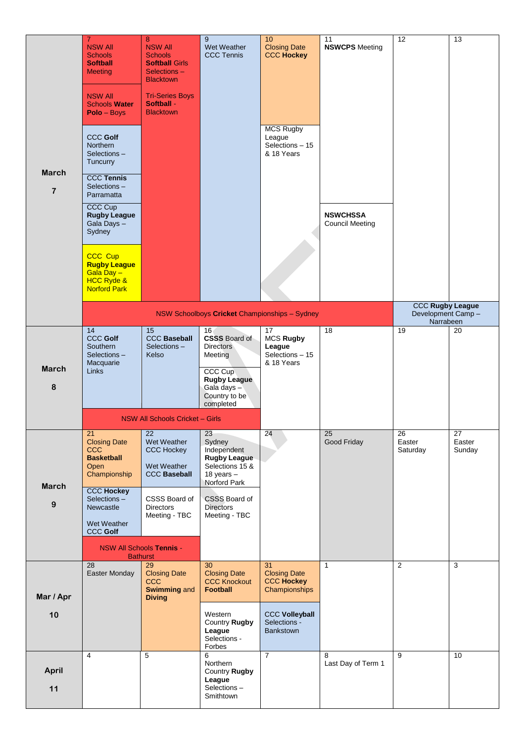| Week | Mon | Tue | Wed | Thu | Fri | Sat | Sun |
|---|---|---|---|---|---|---|---|
| **March 7** | 7 NSW All Schools **Softball** Meeting<br>NSW All Schools **Water Polo** – Boys<br>CCC **Golf** Northern Selections – Tuncurry<br>CCC **Tennis** Selections – Parramatta<br>CCC Cup **Rugby League** Gala Days – Sydney<br>CCC Cup **Rugby League** Gala Day – HCC Ryde & Norford Park | 8 NSW All Schools **Softball** Girls Selections – Blacktown<br>Tri-Series Boys **Softball** - Blacktown | 9 Wet Weather CCC Tennis | 10 Closing Date CCC **Hockey**<br>MCS Rugby League Selections – 15 & 18 Years | 11 **NSWCPS** Meeting<br>**NSWCHSSA** Council Meeting | 12 | 13 |
| | NSW Schoolboys **Cricket** Championships – Sydney (Mon–Fri) | | | | | CCC **Rugby League** Development Camp – Narrabeen (Sat–Sun) | |
| **March 8** | 14 CCC **Golf** Southern Selections – Macquarie Links | 15 CCC **Baseball** Selections – Kelso | 16 **CSSS** Board of Directors Meeting<br>CCC Cup **Rugby League** Gala days – Country to be completed | 17 MCS **Rugby League** Selections – 15 & 18 Years | 18 | 19 | 20 |
| | NSW All Schools Cricket – Girls (Mon–Wed) | | | | | | |
| **March 9** | 21 Closing Date CCC **Basketball** Open Championship<br>CCC **Hockey** Selections – Newcastle<br>Wet Weather CCC **Golf** | 22 Wet Weather CCC Hockey<br>Wet Weather CCC **Baseball**<br>CSSS Board of Directors Meeting - TBC | 23 Sydney Independent **Rugby League** Selections 15 & 18 years – Norford Park<br>CSSS Board of Directors Meeting - TBC | 24 | 25 Good Friday | 26 Easter Saturday | 27 Easter Sunday |
| | NSW All Schools **Tennis** - Bathurst (Mon–Tue) | | | | | | |
| **Mar / Apr 10** | 28 Easter Monday | 29 Closing Date CCC **Swimming** and **Diving** | 30 Closing Date CCC Knockout **Football**<br>Western Country **Rugby League** Selections - Forbes | 31 Closing Date CCC **Hockey** Championships<br>**CCC Volleyball** Selections - Bankstown | 1 | 2 | 3 |
| **April 11** | 4 | 5 | 6 Northern Country **Rugby League** Selections – Smithtown | 7 | 8 Last Day of Term 1 | 9 | 10 |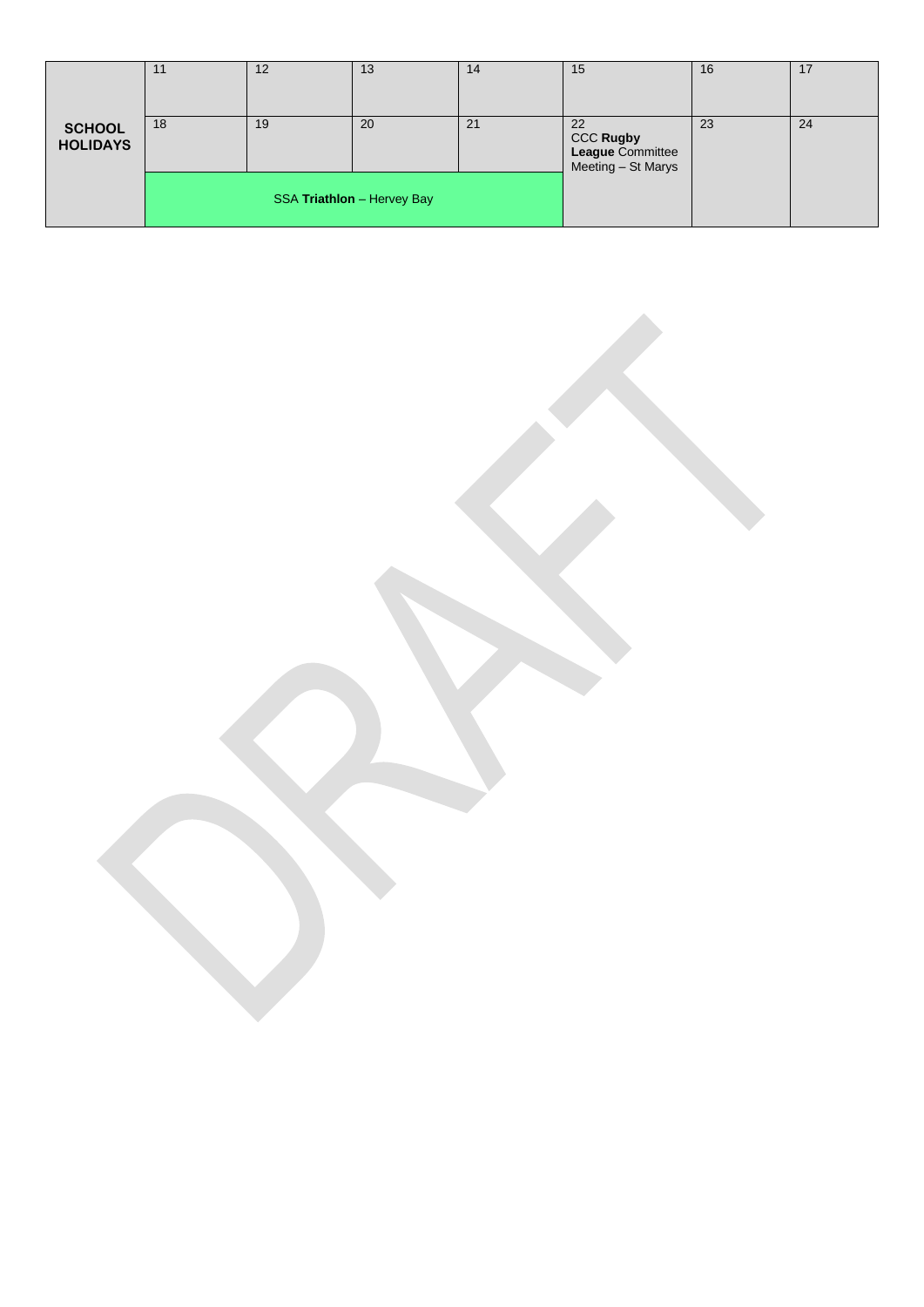| | | | | | | | |
|---|---|---|---|---|---|---|---|
| **SCHOOL HOLIDAYS** | 11 | 12 | 13 | 14 | 15 | 16 | 17 |
| | 18 | 19 | 20 | 21 | 22<br>CCC **Rugby League** Committee Meeting – St Marys | 23 | 24 |
| | SSA **Triathlon** – Hervey Bay | | | | | | |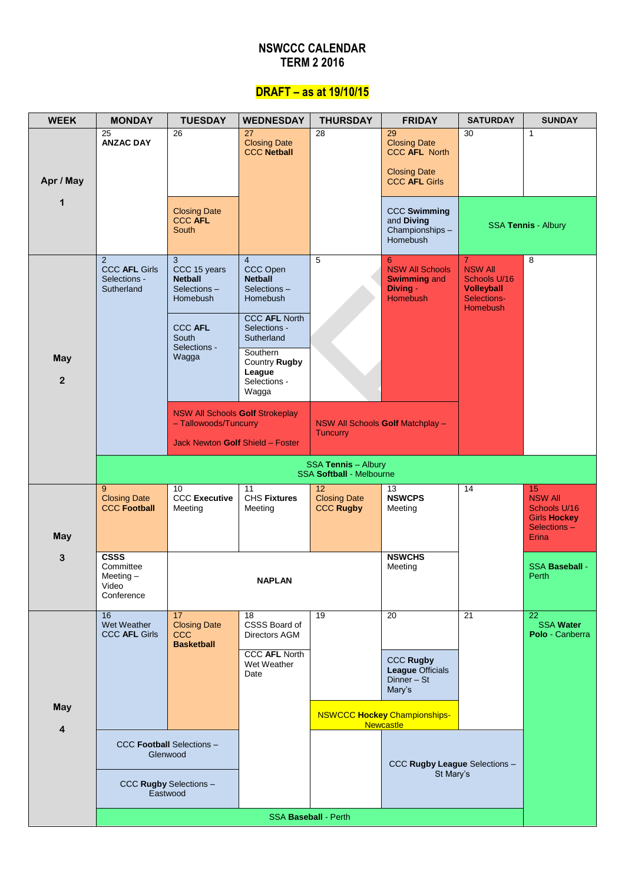# NSWCCC CALENDAR
# TERM 2 2016

## DRAFT – as at 19/10/15

| WEEK | MONDAY | TUESDAY | WEDNESDAY | THURSDAY | FRIDAY | SATURDAY | SUNDAY |
|---|---|---|---|---|---|---|---|
| Apr / May 1 | 25 **ANZAC DAY** | 26 Closing Date CCC **AFL** South | 27 Closing Date CCC **Netball** | 28 | 29 Closing Date CCC **AFL** North Closing Date CCC **AFL** Girls CCC **Swimming** and **Diving** Championships – Homebush | 30 SSA **Tennis** - Albury | 1 SSA **Tennis** - Albury |
| May 2 | 2 CCC **AFL** Girls Selections - Sutherland | 3 CCC 15 years **Netball** Selections – Homebush CCC **AFL** South Selections - Wagga NSW All Schools **Golf** Strokeplay – Tallowoods/Tuncurry Jack Newton **Golf** Shield – Foster | 4 CCC Open **Netball** Selections – Homebush CCC **AFL** North Selections - Sutherland Southern Country **Rugby League** Selections - Wagga NSW All Schools **Golf** Strokeplay – Tallowoods/Tuncurry Jack Newton **Golf** Shield – Foster | 5 NSW All Schools **Golf** Matchplay – Tuncurry | 6 NSW All Schools **Swimming** and **Diving** - Homebush NSW All Schools **Golf** Matchplay – Tuncurry | 7 NSW All Schools U/16 **Volleyball** Selections- Homebush | 8 |
| | SSA **Tennis** – Albury SSA **Softball** - Melbourne | SSA **Tennis** – Albury SSA **Softball** - Melbourne | SSA **Tennis** – Albury SSA **Softball** - Melbourne | SSA **Tennis** – Albury SSA **Softball** - Melbourne | SSA **Tennis** – Albury SSA **Softball** - Melbourne | SSA **Tennis** – Albury SSA **Softball** - Melbourne | SSA **Tennis** – Albury SSA **Softball** - Melbourne |
| May 3 | 9 Closing Date CCC **Football** **CSSS** Committee Meeting – Video Conference | 10 CCC **Executive** Meeting **NAPLAN** | 11 **CHS Fixtures** Meeting **NAPLAN** | 12 Closing Date CCC **Rugby** **NAPLAN** | 13 **NSWCPS** Meeting **NSWCHS** Meeting | 14 | 15 NSW All Schools U/16 Girls **Hockey** Selections – Erina SSA **Baseball** - Perth |
| May 4 | 16 Wet Weather CCC **AFL** Girls CCC **Football** Selections – Glenwood CCC **Rugby** Selections – Eastwood | 17 Closing Date CCC **Basketball** CCC **Football** Selections – Glenwood CCC **Rugby** Selections – Eastwood | 18 CSSS Board of Directors AGM CCC **AFL** North Wet Weather Date | 19 NSWCCC **Hockey** Championships- Newcastle | 20 CCC **Rugby League** Officials Dinner – St Mary's NSWCCC **Hockey** Championships- Newcastle CCC **Rugby League** Selections – St Mary's | 21 CCC **Rugby League** Selections – St Mary's | 22 SSA **Water Polo** - Canberra |
| | SSA **Baseball** - Perth | SSA **Baseball** - Perth | SSA **Baseball** - Perth | SSA **Baseball** - Perth | SSA **Baseball** - Perth | SSA **Baseball** - Perth | |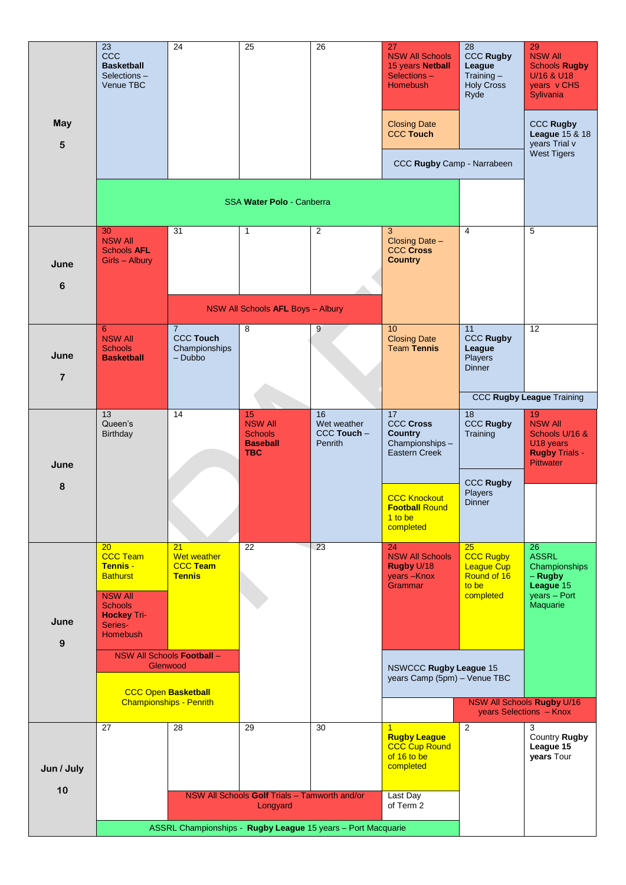| | | | | | | | |
|---|---|---|---|---|---|---|---|
| **May 5** | 23 CCC **Basketball** Selections – Venue TBC | 24 | 25 | 26 | 27 NSW All Schools 15 years **Netball** Selections – Homebush<br><br>Closing Date CCC **Touch** | 28 CCC **Rugby League** Training – Holy Cross Ryde | 29 NSW All Schools **Rugby** U/16 & U18 years v CHS Sylivania<br><br>CCC **Rugby League** 15 & 18 years Trial v West Tigers |
| | | | | | CCC **Rugby** Camp - Narrabeen | | |
| | SSA **Water Polo** - Canberra | | | | | | |
| **June 6** | 30 NSW All Schools **AFL** Girls – Albury | 31 | 1 | 2 | 3 Closing Date – CCC **Cross Country** | 4 | 5 |
| | | NSW All Schools **AFL** Boys – Albury | | | | | |
| **June 7** | 6 NSW All Schools **Basketball** | 7 CCC **Touch** Championships – Dubbo | 8 | 9 | 10 Closing Date Team **Tennis** | 11 CCC **Rugby League** Players Dinner | 12 |
| | | | | | | CCC **Rugby League** Training | |
| **June 8** | 13 Queen's Birthday | 14 | 15 NSW All Schools **Baseball TBC** | 16 Wet weather CCC **Touch** – Penrith | 17 CCC **Cross Country** Championships – Eastern Creek<br><br>CCC Knockout **Football** Round 1 to be completed | 18 CCC **Rugby** Training<br><br>CCC **Rugby** Players Dinner | 19 NSW All Schools U/16 & U18 years **Rugby** Trials - Pittwater |
| **June 9** | 20 CCC Team **Tennis** - Bathurst<br><br>NSW All Schools **Hockey** Tri-Series-Homebush | 21 Wet weather CCC **Team Tennis** | 22 | 23 | 24 NSW All Schools **Rugby** U/18 years –Knox Grammar | 25 CCC Rugby League Cup Round of 16 to be completed | 26 ASSRL Championships – **Rugby League** 15 years – Port Maquarie |
| | NSW All Schools **Football** – Glenwood | | | | NSWCCC **Rugby League** 15 years Camp (5pm) – Venue TBC | | |
| | CCC Open **Basketball** Championships - Penrith | | | | | NSW All Schools **Rugby** U/16 years Selections – Knox | |
| **Jun / July 10** | 27 | 28 | 29 | 30 | 1 **Rugby League** CCC Cup Round of 16 to be completed<br><br>Last Day of Term 2 | 2 | 3 Country **Rugby League** 15 **years** Tour |
| | | NSW All Schools **Golf** Trials – Tamworth and/or Longyard | | | | | |
| | ASSRL Championships - **Rugby League** 15 years – Port Macquarie | | | | | | |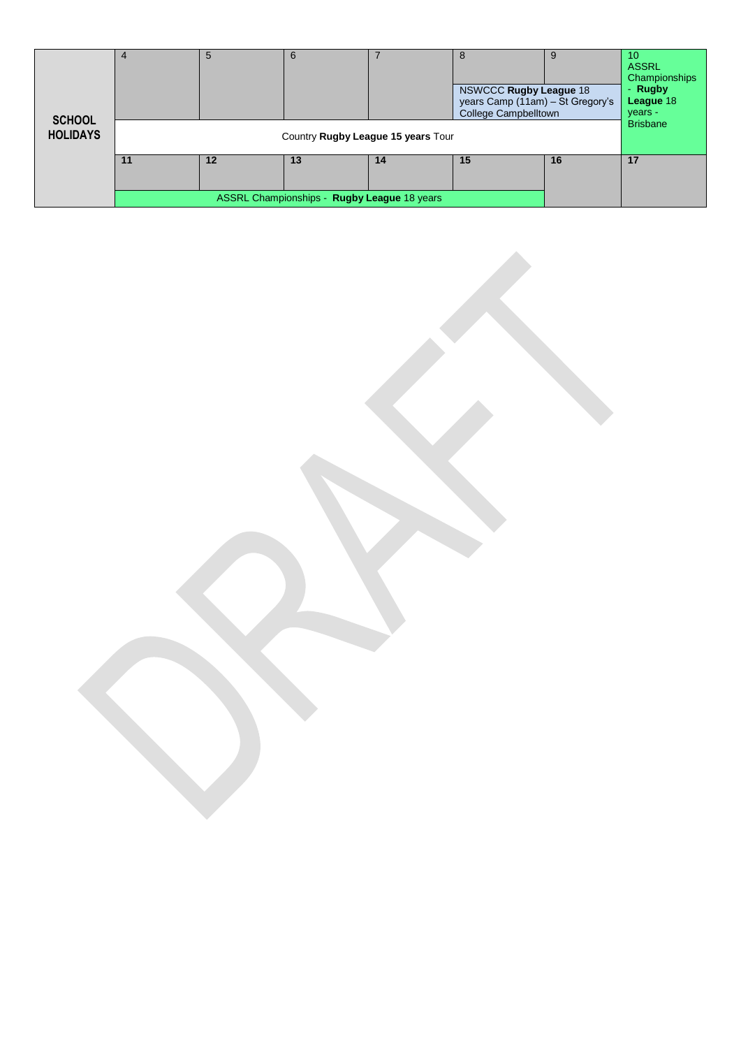| | | | | | | | |
|---|---|---|---|---|---|---|---|
| **SCHOOL HOLIDAYS** | 4 | 5 | 6 | 7 | 8<br>NSWCCC **Rugby League** 18 years Camp (11am) – St Gregory's College Campbelltown | 9 | 10<br>ASSRL Championships - **Rugby League** 18 years - Brisbane |
| | Country **Rugby League 15 years** Tour | | | | | | |
| | **11** | **12** | **13** | **14** | **15** | **16** | **17** |
| | ASSRL Championships - **Rugby League** 18 years | | | | | | |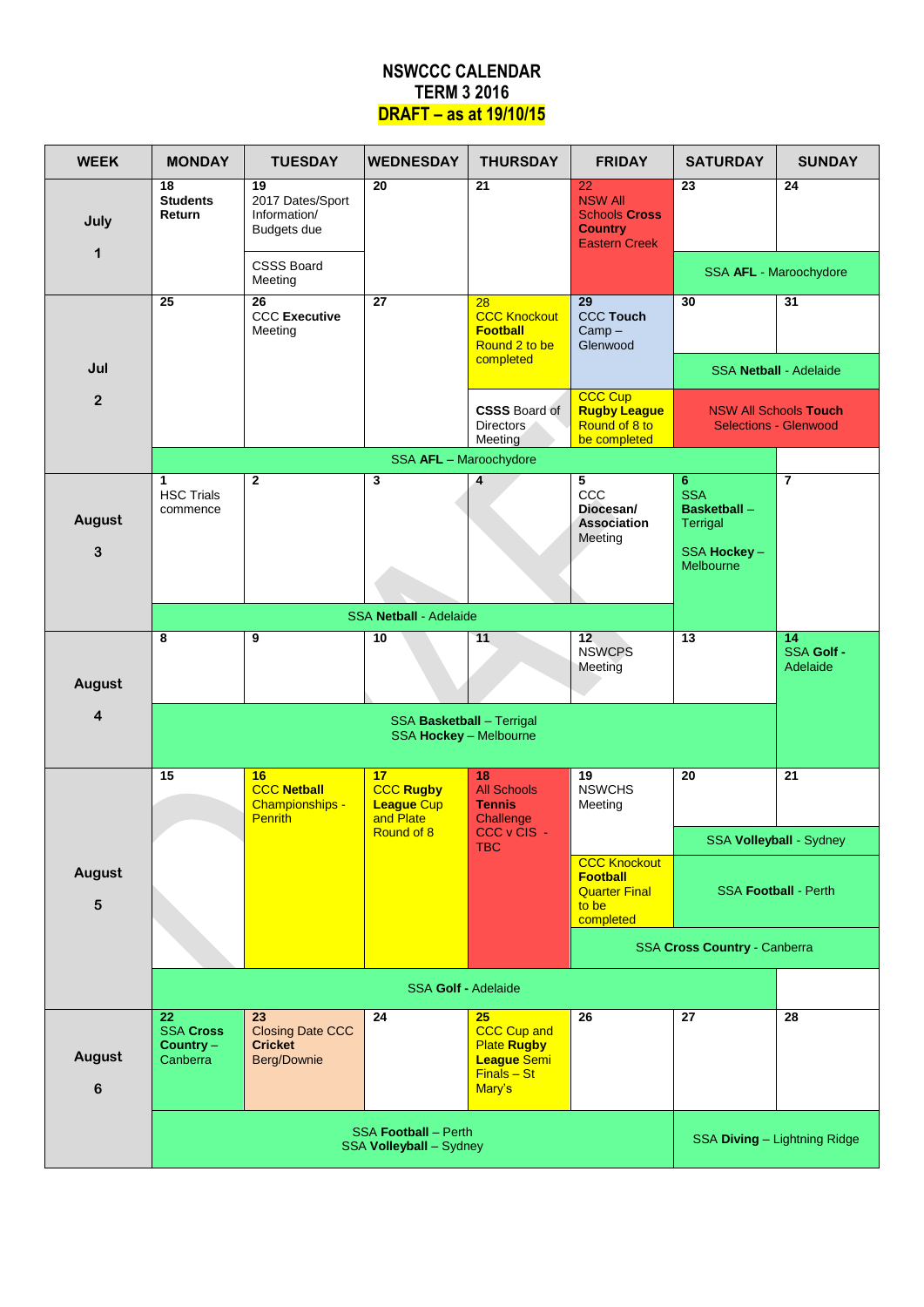# NSWCCC CALENDAR
## TERM 3 2016
## DRAFT – as at 19/10/15

| WEEK | MONDAY | TUESDAY | WEDNESDAY | THURSDAY | FRIDAY | SATURDAY | SUNDAY |
|---|---|---|---|---|---|---|---|
| July 1 | 18 **Students Return** | 19 2017 Dates/Sport Information/ Budgets due<br>CSSS Board Meeting | 20 | 21 | 22 NSW All Schools **Cross Country** Eastern Creek | 23 | 24 |
| | | | | | | SSA **AFL** - Maroochydore | |
| Jul 2 | 25 | 26 CCC **Executive** Meeting | 27 | 28 CCC Knockout **Football** Round 2 to be completed<br>**CSSS** Board of Directors Meeting | 29 **CCC Touch** Camp – Glenwood<br>CCC Cup **Rugby League** Round of 8 to be completed | 30 | 31 |
| | | | | | | SSA **Netball** - Adelaide | |
| | | | | | | NSW All Schools **Touch** Selections - Glenwood | |
| | SSA **AFL** – Maroochydore | | | | | | |
| August 3 | 1 HSC Trials commence | 2 | 3 | 4 | 5 CCC **Diocesan/ Association** Meeting | 6 SSA **Basketball** – Terrigal<br>SSA **Hockey** – Melbourne | 7 |
| | SSA **Netball** - Adelaide | | | | | | |
| August 4 | 8 | 9 | 10 | 11 | 12 NSWCPS Meeting | 13 | 14 **SSA Golf - Adelaide** |
| | SSA **Basketball** – Terrigal<br>SSA **Hockey** – Melbourne | | | | | | |
| August 5 | 15 | 16 **CCC Netball** Championships - Penrith | 17 **CCC Rugby League** Cup and Plate Round of 8 | 18 All Schools **Tennis** Challenge CCC v CIS - TBC | 19 NSWCHS Meeting<br>CCC Knockout **Football** Quarter Final to be completed | 20 | 21 |
| | | | | | | SSA **Volleyball** - Sydney | |
| | | | | | | SSA **Football** - Perth | |
| | | | | | SSA **Cross Country** - Canberra | | |
| | SSA **Golf** - Adelaide | | | | | | |
| August 6 | 22 **SSA Cross Country** – Canberra | 23 Closing Date CCC **Cricket** Berg/Downie | 24 | 25 CCC Cup and Plate **Rugby League** Semi Finals – St Mary's | 26 | 27 | 28 |
| | SSA **Football** – Perth<br>SSA **Volleyball** – Sydney | | | | | SSA **Diving** – Lightning Ridge | |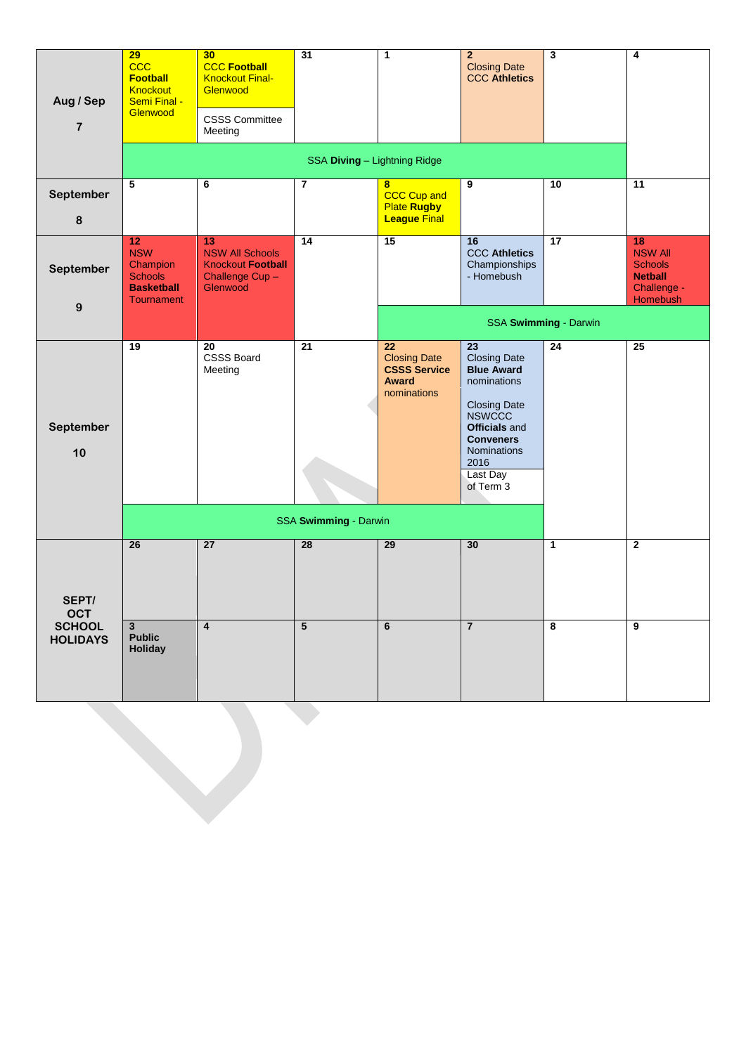| Week | Mon | Tue | Wed | Thu | Fri | Sat | Sun |
|---|---|---|---|---|---|---|---|
| **Aug / Sep 7** | **29** CCC **Football** Knockout Semi Final - Glenwood | **30** CCC **Football** Knockout Final- Glenwood<br><br>CSSS Committee Meeting | **31** | **1** | **2** Closing Date CCC **Athletics** | **3** | **4** |
| | SSA **Diving** – Lightning Ridge | | | | | | |
| **September 8** | **5** | **6** | **7** | **8** CCC Cup and Plate **Rugby League** Final | **9** | **10** | **11** |
| **September 9** | **12** NSW Champion Schools **Basketball** Tournament | **13** NSW All Schools Knockout **Football** Challenge Cup – Glenwood | **14** | **15** | **16** CCC **Athletics** Championships - Homebush | **17** | **18** NSW All Schools **Netball** Challenge - Homebush |
| | | | | SSA **Swimming** - Darwin | | | |
| **September 10** | **19** | **20** CSSS Board Meeting | **21** | **22** Closing Date **CSSS Service Award** nominations | **23** Closing Date **Blue Award** nominations<br><br>Closing Date NSWCCC **Officials** and **Conveners** Nominations 2016<br><br>Last Day of Term 3 | **24** | **25** |
| | SSA **Swimming** - Darwin | | | | | | |
| **SEPT/ OCT SCHOOL HOLIDAYS** | **26** | **27** | **28** | **29** | **30** | **1** | **2** |
| | **3** **Public Holiday** | **4** | **5** | **6** | **7** | **8** | **9** |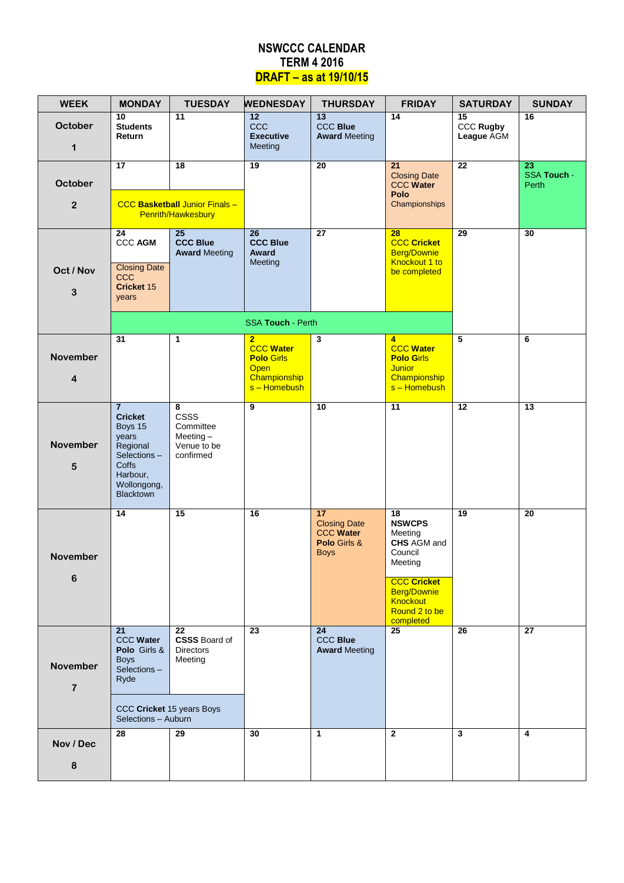# NSWCCC CALENDAR
## TERM 4 2016
### DRAFT – as at 19/10/15

| WEEK | MONDAY | TUESDAY | WEDNESDAY | THURSDAY | FRIDAY | SATURDAY | SUNDAY |
|---|---|---|---|---|---|---|---|
| October 1 | 10 **Students Return** | 11 | 12 CCC **Executive** Meeting | 13 CCC **Blue Award** Meeting | 14 | 15 CCC **Rugby League** AGM | 16 |
| October 2 | 17 CCC **Basketball** Junior Finals – Penrith/Hawkesbury | 18 CCC **Basketball** Junior Finals – Penrith/Hawkesbury | 19 | 20 | 21 Closing Date CCC **Water Polo** Championships | 22 | 23 **SSA Touch** - Perth |
| Oct / Nov 3 | 24 CCC **AGM**; Closing Date CCC **Cricket** 15 years; SSA **Touch** - Perth | 25 **CCC Blue Award** Meeting; SSA **Touch** - Perth | 26 **CCC Blue Award** Meeting; SSA **Touch** - Perth | 27 SSA **Touch** - Perth | 28 **CCC Cricket** Berg/Downie Knockout 1 to be completed; SSA **Touch** - Perth | 29 | 30 |
| November 4 | 31 | 1 | 2 **CCC Water Polo** Girls Open Championships – Homebush | 3 | 4 **CCC Water Polo** Girls Junior Championships – Homebush | 5 | 6 |
| November 5 | 7 **Cricket** Boys 15 years Regional Selections – Coffs Harbour, Wollongong, Blacktown | 8 CSSS Committee Meeting – Venue to be confirmed | 9 | 10 | 11 | 12 | 13 |
| November 6 | 14 | 15 | 16 | 17 Closing Date CCC **Water Polo** Girls & Boys | 18 **NSWCPS** Meeting **CHS** AGM and Council Meeting; **CCC Cricket** Berg/Downie Knockout Round 2 to be completed | 19 | 20 |
| November 7 | 21 CCC **Water Polo** Girls & Boys Selections – Ryde; CCC **Cricket** 15 years Boys Selections – Auburn | 22 **CSSS** Board of Directors Meeting; CCC **Cricket** 15 years Boys Selections – Auburn | 23 | 24 CCC **Blue Award** Meeting | 25 | 26 | 27 |
| Nov / Dec 8 | 28 | 29 | 30 | 1 | 2 | 3 | 4 |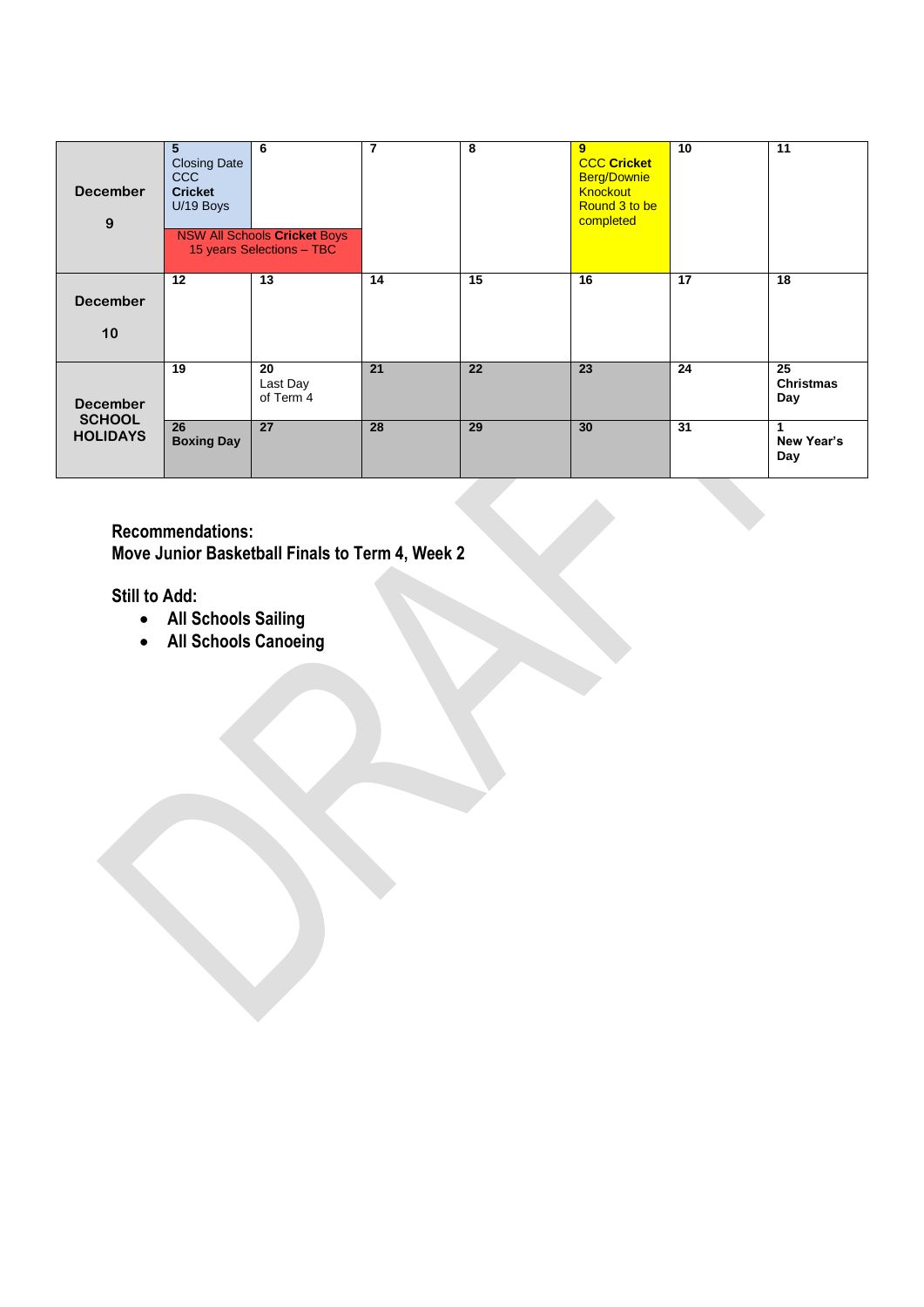| | | | | | | | |
|---|---|---|---|---|---|---|---|
| **December**<br><br>**9** | **5**<br>Closing Date CCC **Cricket** U/19 Boys<br><br>NSW All Schools **Cricket** Boys 15 years Selections – TBC | **6** | **7** | **8** | **9**<br>CCC **Cricket** Berg/Downie Knockout Round 3 to be completed | **10** | **11** |
| **December**<br><br>**10** | **12** | **13** | **14** | **15** | **16** | **17** | **18** |
| **December**<br>**SCHOOL HOLIDAYS** | **19** | **20**<br>Last Day of Term 4 | **21** | **22** | **23** | **24** | **25**<br>**Christmas Day** |
| | **26**<br>**Boxing Day** | **27** | **28** | **29** | **30** | **31** | **1**<br>**New Year's Day** |

**Recommendations:**
**Move Junior Basketball Finals to Term 4, Week 2**

**Still to Add:**

- **All Schools Sailing**
- **All Schools Canoeing**